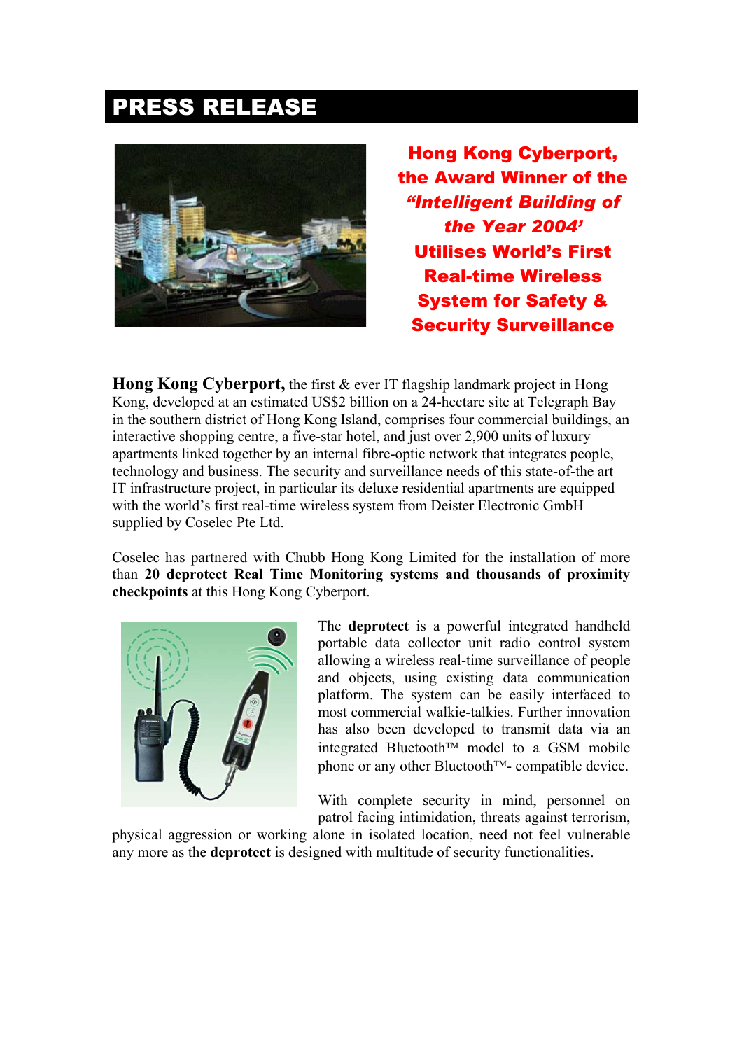# PRESS RELEASE

## Hong Kong Cyberport, the Award Winner of the *"Intelligent Building of the Year 2004'* Utilises World's First Real-time Wireless System for Safety & Security Surveillance

**Hong Kong Cyberport,** the first & ever IT flagship landmark project in Hong Kong, developed at an estimated US$2 billion on a 24-hectare site at Telegraph Bay in the southern district of Hong Kong Island, comprises four commercial buildings, an interactive shopping centre, a five-star hotel, and just over 2,900 units of luxury apartments linked together by an internal fibre-optic network that integrates people, technology and business. The security and surveillance needs of this state-of-the art IT infrastructure project, in particular its deluxe residential apartments are equipped with the world's first real-time wireless system from Deister Electronic GmbH supplied by Coselec Pte Ltd.

Coselec has partnered with Chubb Hong Kong Limited for the installation of more than **20 deprotect Real Time Monitoring systems and thousands of proximity checkpoints** at this Hong Kong Cyberport.

The **deprotect** is a powerful integrated handheld portable data collector unit radio control system allowing a wireless real-time surveillance of people and objects, using existing data communication platform. The system can be easily interfaced to most commercial walkie-talkies. Further innovation has also been developed to transmit data via an integrated Bluetooth™ model to a GSM mobile phone or any other Bluetooth™- compatible device.

With complete security in mind, personnel on patrol facing intimidation, threats against terrorism, physical aggression or working alone in isolated location, need not feel vulnerable any more as the **deprotect** is designed with multitude of security functionalities.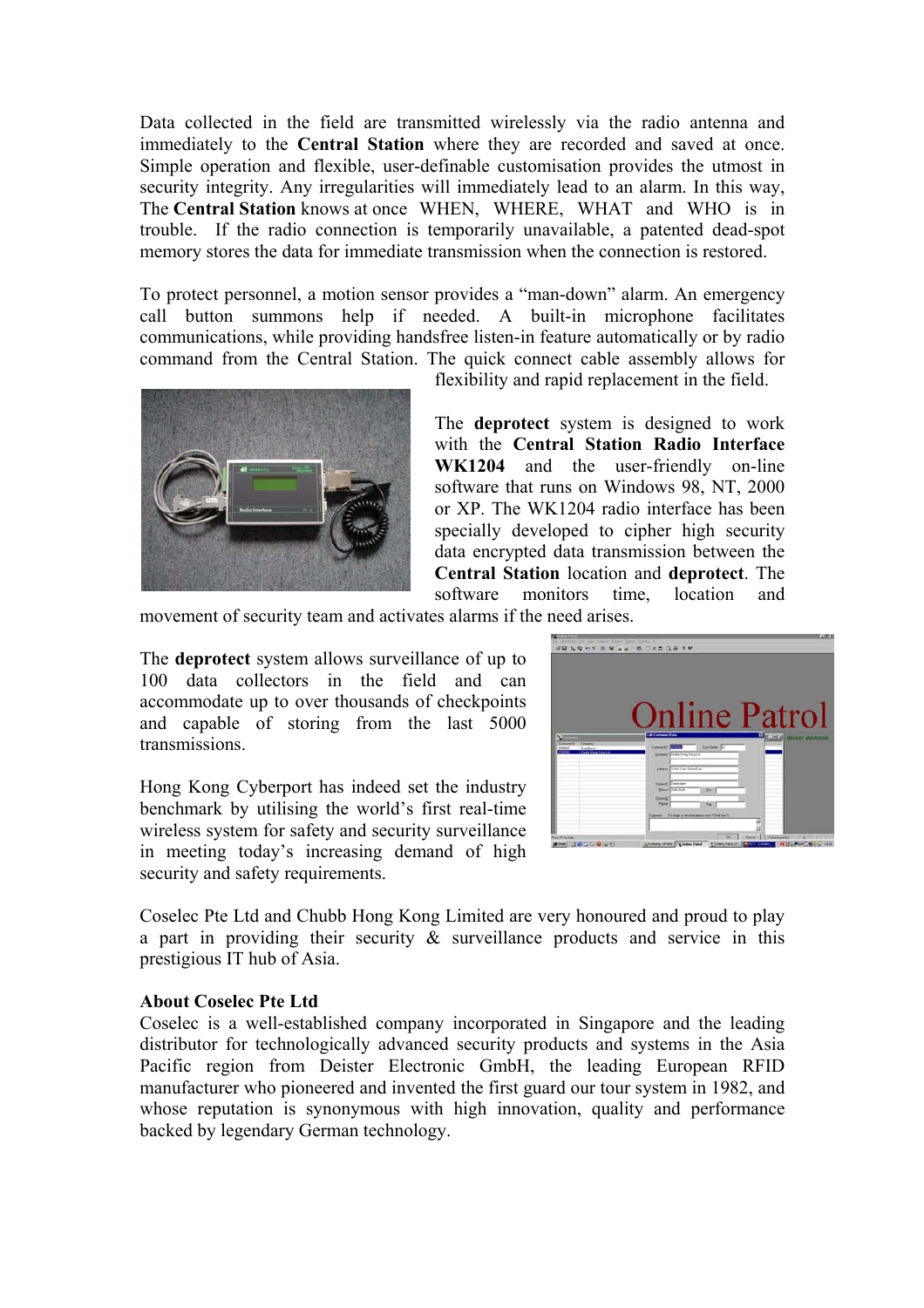Data collected in the field are transmitted wirelessly via the radio antenna and immediately to the **Central Station** where they are recorded and saved at once. Simple operation and flexible, user-definable customisation provides the utmost in security integrity. Any irregularities will immediately lead to an alarm. In this way, The **Central Station** knows at once WHEN, WHERE, WHAT and WHO is in trouble. If the radio connection is temporarily unavailable, a patented dead-spot memory stores the data for immediate transmission when the connection is restored.

To protect personnel, a motion sensor provides a "man-down" alarm. An emergency call button summons help if needed. A built-in microphone facilitates communications, while providing handsfree listen-in feature automatically or by radio command from the Central Station. The quick connect cable assembly allows for flexibility and rapid replacement in the field.

The **deprotect** system is designed to work with the **Central Station Radio Interface WK1204** and the user-friendly on-line software that runs on Windows 98, NT, 2000 or XP. The WK1204 radio interface has been specially developed to cipher high security data encrypted data transmission between the **Central Station** location and **deprotect**. The software monitors time, location and movement of security team and activates alarms if the need arises.

The **deprotect** system allows surveillance of up to 100 data collectors in the field and can accommodate up to over thousands of checkpoints and capable of storing from the last 5000 transmissions.

Hong Kong Cyberport has indeed set the industry benchmark by utilising the world's first real-time wireless system for safety and security surveillance in meeting today's increasing demand of high security and safety requirements.

Coselec Pte Ltd and Chubb Hong Kong Limited are very honoured and proud to play a part in providing their security & surveillance products and service in this prestigious IT hub of Asia.

**About Coselec Pte Ltd**

Coselec is a well-established company incorporated in Singapore and the leading distributor for technologically advanced security products and systems in the Asia Pacific region from Deister Electronic GmbH, the leading European RFID manufacturer who pioneered and invented the first guard our tour system in 1982, and whose reputation is synonymous with high innovation, quality and performance backed by legendary German technology.